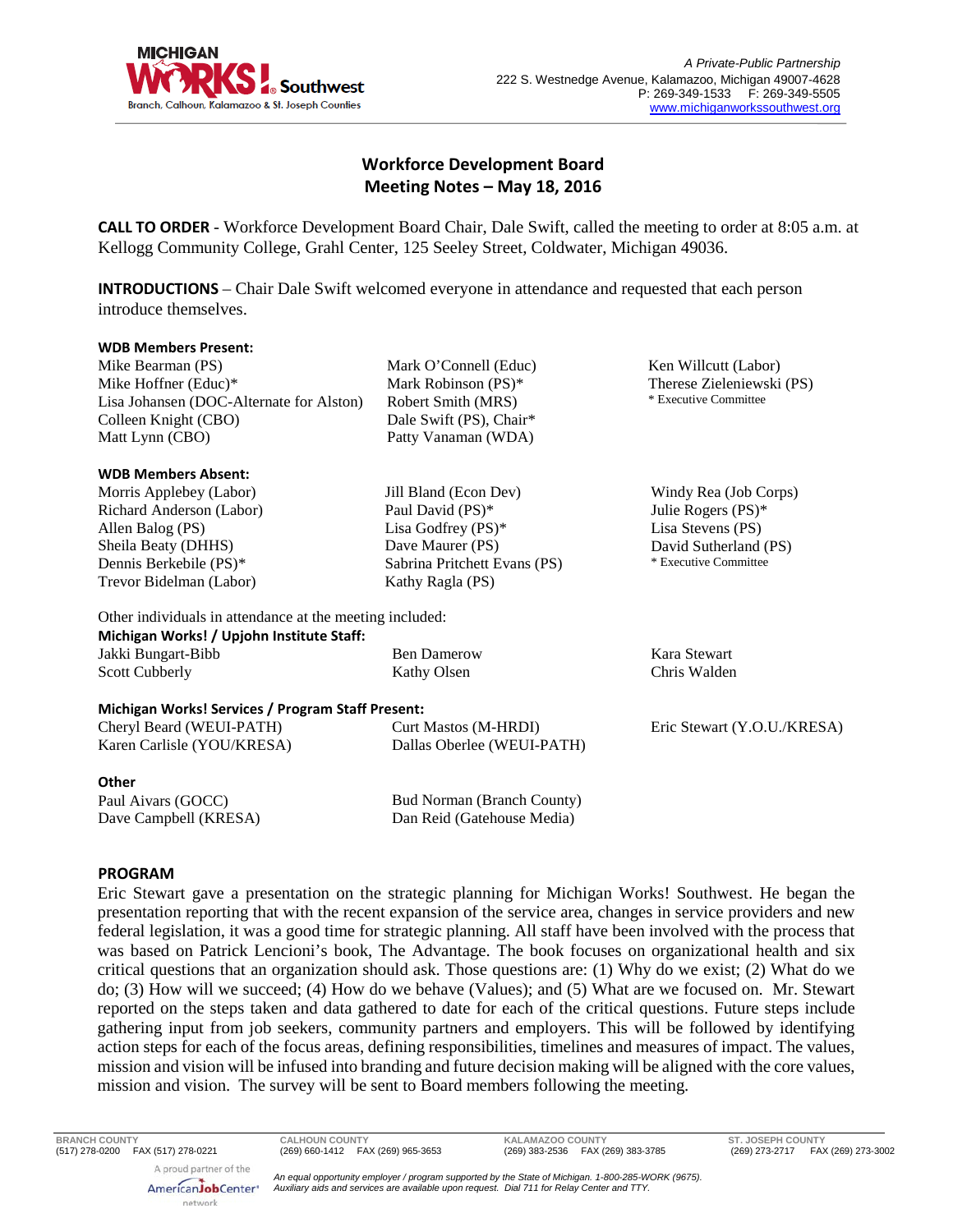MICHIGAN WORKS! Southwest
Branch, Calhoun, Kalamazoo & St. Joseph Counties

*A Private-Public Partnership*
222 S. Westnedge Avenue, Kalamazoo, Michigan 49007-4628
P: 269-349-1533 F: 269-349-5505
www.michiganworkssouthwest.org

# Workforce Development Board Meeting Notes – May 18, 2016

**CALL TO ORDER** - Workforce Development Board Chair, Dale Swift, called the meeting to order at 8:05 a.m. at Kellogg Community College, Grahl Center, 125 Seeley Street, Coldwater, Michigan 49036.

**INTRODUCTIONS** – Chair Dale Swift welcomed everyone in attendance and requested that each person introduce themselves.

**WDB Members Present:**

Mike Bearman (PS)
Mike Hoffner (Educ)*
Lisa Johansen (DOC-Alternate for Alston)
Colleen Knight (CBO)
Matt Lynn (CBO)
Mark O'Connell (Educ)
Mark Robinson (PS)*
Robert Smith (MRS)
Dale Swift (PS), Chair*
Patty Vanaman (WDA)
Ken Willcutt (Labor)
Therese Zieleniewski (PS)

\* Executive Committee

**WDB Members Absent:**

Morris Applebey (Labor)
Richard Anderson (Labor)
Allen Balog (PS)
Sheila Beaty (DHHS)
Dennis Berkebile (PS)*
Trevor Bidelman (Labor)
Jill Bland (Econ Dev)
Paul David (PS)*
Lisa Godfrey (PS)*
Dave Maurer (PS)
Sabrina Pritchett Evans (PS)
Kathy Ragla (PS)
Windy Rea (Job Corps)
Julie Rogers (PS)*
Lisa Stevens (PS)
David Sutherland (PS)

\* Executive Committee

Other individuals in attendance at the meeting included:

**Michigan Works! / Upjohn Institute Staff:**

Jakki Bungart-Bibb
Scott Cubberly
Ben Damerow
Kathy Olsen
Kara Stewart
Chris Walden

**Michigan Works! Services / Program Staff Present:**

Cheryl Beard (WEUI-PATH)
Karen Carlisle (YOU/KRESA)
Curt Mastos (M-HRDI)
Dallas Oberlee (WEUI-PATH)
Eric Stewart (Y.O.U./KRESA)

**Other**

Paul Aivars (GOCC)
Dave Campbell (KRESA)
Bud Norman (Branch County)
Dan Reid (Gatehouse Media)

**PROGRAM**

Eric Stewart gave a presentation on the strategic planning for Michigan Works! Southwest. He began the presentation reporting that with the recent expansion of the service area, changes in service providers and new federal legislation, it was a good time for strategic planning. All staff have been involved with the process that was based on Patrick Lencioni's book, The Advantage. The book focuses on organizational health and six critical questions that an organization should ask. Those questions are: (1) Why do we exist; (2) What do we do; (3) How will we succeed; (4) How do we behave (Values); and (5) What are we focused on. Mr. Stewart reported on the steps taken and data gathered to date for each of the critical questions. Future steps include gathering input from job seekers, community partners and employers. This will be followed by identifying action steps for each of the focus areas, defining responsibilities, timelines and measures of impact. The values, mission and vision will be infused into branding and future decision making will be aligned with the core values, mission and vision. The survey will be sent to Board members following the meeting.

BRANCH COUNTY (517) 278-0200 FAX (517) 278-0221 | CALHOUN COUNTY (269) 660-1412 FAX (269) 965-3653 | KALAMAZOO COUNTY (269) 383-2536 FAX (269) 383-3785 | ST. JOSEPH COUNTY (269) 273-2717 FAX (269) 273-3002

A proud partner of the AmericanJobCenter network

*An equal opportunity employer / program supported by the State of Michigan. 1-800-285-WORK (9675). Auxiliary aids and services are available upon request. Dial 711 for Relay Center and TTY.*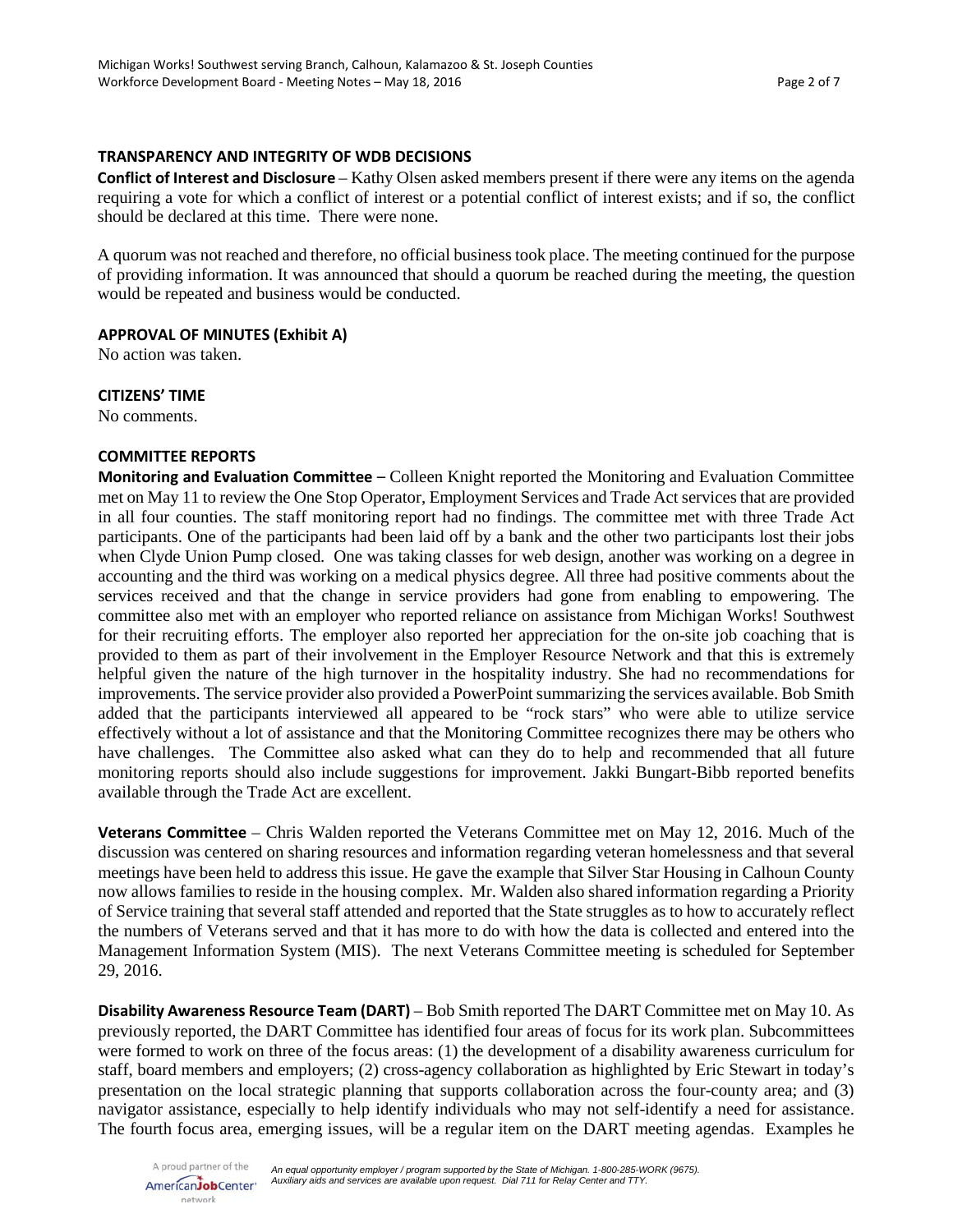## TRANSPARENCY AND INTEGRITY OF WDB DECISIONS

**Conflict of Interest and Disclosure** – Kathy Olsen asked members present if there were any items on the agenda requiring a vote for which a conflict of interest or a potential conflict of interest exists; and if so, the conflict should be declared at this time. There were none.

A quorum was not reached and therefore, no official business took place. The meeting continued for the purpose of providing information. It was announced that should a quorum be reached during the meeting, the question would be repeated and business would be conducted.

## APPROVAL OF MINUTES (Exhibit A)

No action was taken.

## CITIZENS' TIME

No comments.

## COMMITTEE REPORTS

**Monitoring and Evaluation Committee** – Colleen Knight reported the Monitoring and Evaluation Committee met on May 11 to review the One Stop Operator, Employment Services and Trade Act services that are provided in all four counties. The staff monitoring report had no findings. The committee met with three Trade Act participants. One of the participants had been laid off by a bank and the other two participants lost their jobs when Clyde Union Pump closed. One was taking classes for web design, another was working on a degree in accounting and the third was working on a medical physics degree. All three had positive comments about the services received and that the change in service providers had gone from enabling to empowering. The committee also met with an employer who reported reliance on assistance from Michigan Works! Southwest for their recruiting efforts. The employer also reported her appreciation for the on-site job coaching that is provided to them as part of their involvement in the Employer Resource Network and that this is extremely helpful given the nature of the high turnover in the hospitality industry. She had no recommendations for improvements. The service provider also provided a PowerPoint summarizing the services available. Bob Smith added that the participants interviewed all appeared to be "rock stars" who were able to utilize service effectively without a lot of assistance and that the Monitoring Committee recognizes there may be others who have challenges. The Committee also asked what can they do to help and recommended that all future monitoring reports should also include suggestions for improvement. Jakki Bungart-Bibb reported benefits available through the Trade Act are excellent.

**Veterans Committee** – Chris Walden reported the Veterans Committee met on May 12, 2016. Much of the discussion was centered on sharing resources and information regarding veteran homelessness and that several meetings have been held to address this issue. He gave the example that Silver Star Housing in Calhoun County now allows families to reside in the housing complex. Mr. Walden also shared information regarding a Priority of Service training that several staff attended and reported that the State struggles as to how to accurately reflect the numbers of Veterans served and that it has more to do with how the data is collected and entered into the Management Information System (MIS). The next Veterans Committee meeting is scheduled for September 29, 2016.

**Disability Awareness Resource Team (DART)** – Bob Smith reported The DART Committee met on May 10. As previously reported, the DART Committee has identified four areas of focus for its work plan. Subcommittees were formed to work on three of the focus areas: (1) the development of a disability awareness curriculum for staff, board members and employers; (2) cross-agency collaboration as highlighted by Eric Stewart in today's presentation on the local strategic planning that supports collaboration across the four-county area; and (3) navigator assistance, especially to help identify individuals who may not self-identify a need for assistance. The fourth focus area, emerging issues, will be a regular item on the DART meeting agendas. Examples he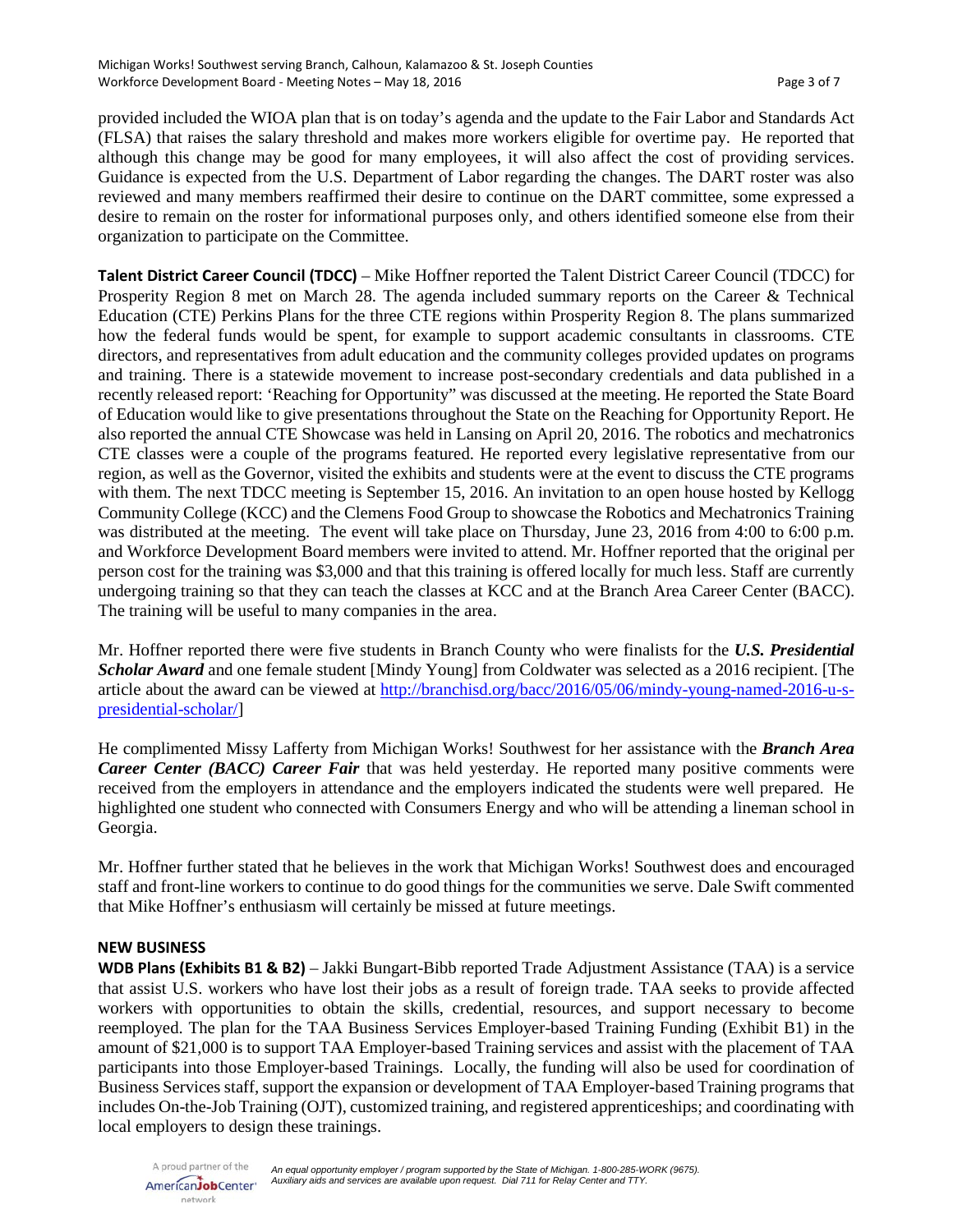provided included the WIOA plan that is on today's agenda and the update to the Fair Labor and Standards Act (FLSA) that raises the salary threshold and makes more workers eligible for overtime pay. He reported that although this change may be good for many employees, it will also affect the cost of providing services. Guidance is expected from the U.S. Department of Labor regarding the changes. The DART roster was also reviewed and many members reaffirmed their desire to continue on the DART committee, some expressed a desire to remain on the roster for informational purposes only, and others identified someone else from their organization to participate on the Committee.

**Talent District Career Council (TDCC)** – Mike Hoffner reported the Talent District Career Council (TDCC) for Prosperity Region 8 met on March 28. The agenda included summary reports on the Career & Technical Education (CTE) Perkins Plans for the three CTE regions within Prosperity Region 8. The plans summarized how the federal funds would be spent, for example to support academic consultants in classrooms. CTE directors, and representatives from adult education and the community colleges provided updates on programs and training. There is a statewide movement to increase post-secondary credentials and data published in a recently released report: 'Reaching for Opportunity' was discussed at the meeting. He reported the State Board of Education would like to give presentations throughout the State on the Reaching for Opportunity Report. He also reported the annual CTE Showcase was held in Lansing on April 20, 2016. The robotics and mechatronics CTE classes were a couple of the programs featured. He reported every legislative representative from our region, as well as the Governor, visited the exhibits and students were at the event to discuss the CTE programs with them. The next TDCC meeting is September 15, 2016. An invitation to an open house hosted by Kellogg Community College (KCC) and the Clemens Food Group to showcase the Robotics and Mechatronics Training was distributed at the meeting. The event will take place on Thursday, June 23, 2016 from 4:00 to 6:00 p.m. and Workforce Development Board members were invited to attend. Mr. Hoffner reported that the original per person cost for the training was $3,000 and that this training is offered locally for much less. Staff are currently undergoing training so that they can teach the classes at KCC and at the Branch Area Career Center (BACC). The training will be useful to many companies in the area.

Mr. Hoffner reported there were five students in Branch County who were finalists for the ***U.S. Presidential Scholar Award*** and one female student [Mindy Young] from Coldwater was selected as a 2016 recipient. [The article about the award can be viewed at http://branchisd.org/bacc/2016/05/06/mindy-young-named-2016-u-s-presidential-scholar/]

He complimented Missy Lafferty from Michigan Works! Southwest for her assistance with the ***Branch Area Career Center (BACC) Career Fair*** that was held yesterday. He reported many positive comments were received from the employers in attendance and the employers indicated the students were well prepared. He highlighted one student who connected with Consumers Energy and who will be attending a lineman school in Georgia.

Mr. Hoffner further stated that he believes in the work that Michigan Works! Southwest does and encouraged staff and front-line workers to continue to do good things for the communities we serve. Dale Swift commented that Mike Hoffner's enthusiasm will certainly be missed at future meetings.

## NEW BUSINESS

**WDB Plans (Exhibits B1 & B2)** – Jakki Bungart-Bibb reported Trade Adjustment Assistance (TAA) is a service that assist U.S. workers who have lost their jobs as a result of foreign trade. TAA seeks to provide affected workers with opportunities to obtain the skills, credential, resources, and support necessary to become reemployed. The plan for the TAA Business Services Employer-based Training Funding (Exhibit B1) in the amount of $21,000 is to support TAA Employer-based Training services and assist with the placement of TAA participants into those Employer-based Trainings. Locally, the funding will also be used for coordination of Business Services staff, support the expansion or development of TAA Employer-based Training programs that includes On-the-Job Training (OJT), customized training, and registered apprenticeships; and coordinating with local employers to design these trainings.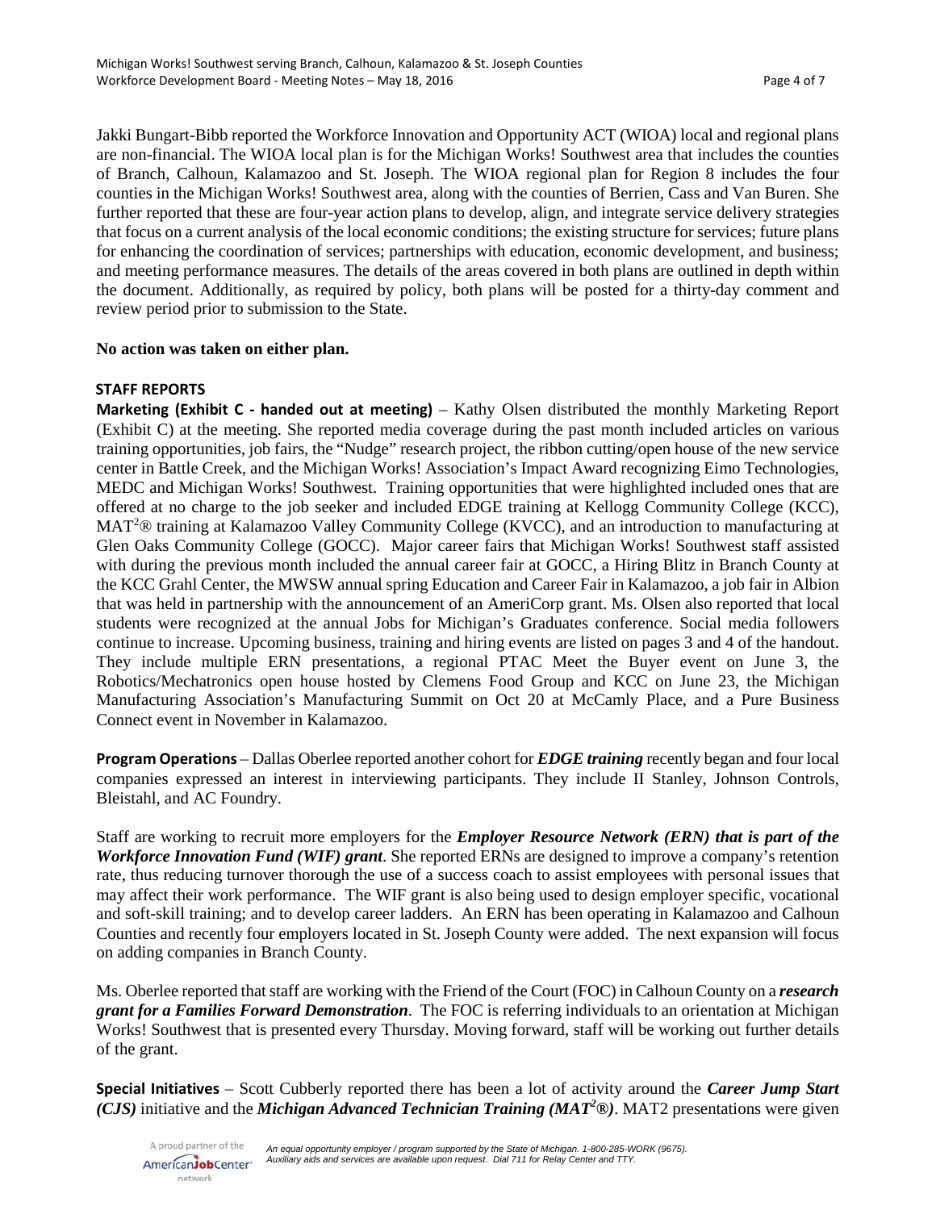Jakki Bungart-Bibb reported the Workforce Innovation and Opportunity ACT (WIOA) local and regional plans are non-financial. The WIOA local plan is for the Michigan Works! Southwest area that includes the counties of Branch, Calhoun, Kalamazoo and St. Joseph. The WIOA regional plan for Region 8 includes the four counties in the Michigan Works! Southwest area, along with the counties of Berrien, Cass and Van Buren. She further reported that these are four-year action plans to develop, align, and integrate service delivery strategies that focus on a current analysis of the local economic conditions; the existing structure for services; future plans for enhancing the coordination of services; partnerships with education, economic development, and business; and meeting performance measures. The details of the areas covered in both plans are outlined in depth within the document. Additionally, as required by policy, both plans will be posted for a thirty-day comment and review period prior to submission to the State.

**No action was taken on either plan.**

**STAFF REPORTS**

**Marketing (Exhibit C - handed out at meeting)** – Kathy Olsen distributed the monthly Marketing Report (Exhibit C) at the meeting. She reported media coverage during the past month included articles on various training opportunities, job fairs, the "Nudge" research project, the ribbon cutting/open house of the new service center in Battle Creek, and the Michigan Works! Association's Impact Award recognizing Eimo Technologies, MEDC and Michigan Works! Southwest. Training opportunities that were highlighted included ones that are offered at no charge to the job seeker and included EDGE training at Kellogg Community College (KCC), MAT²® training at Kalamazoo Valley Community College (KVCC), and an introduction to manufacturing at Glen Oaks Community College (GOCC). Major career fairs that Michigan Works! Southwest staff assisted with during the previous month included the annual career fair at GOCC, a Hiring Blitz in Branch County at the KCC Grahl Center, the MWSW annual spring Education and Career Fair in Kalamazoo, a job fair in Albion that was held in partnership with the announcement of an AmeriCorp grant. Ms. Olsen also reported that local students were recognized at the annual Jobs for Michigan's Graduates conference. Social media followers continue to increase. Upcoming business, training and hiring events are listed on pages 3 and 4 of the handout. They include multiple ERN presentations, a regional PTAC Meet the Buyer event on June 3, the Robotics/Mechatronics open house hosted by Clemens Food Group and KCC on June 23, the Michigan Manufacturing Association's Manufacturing Summit on Oct 20 at McCamly Place, and a Pure Business Connect event in November in Kalamazoo.

**Program Operations** – Dallas Oberlee reported another cohort for ***EDGE training*** recently began and four local companies expressed an interest in interviewing participants. They include II Stanley, Johnson Controls, Bleistahl, and AC Foundry.

Staff are working to recruit more employers for the ***Employer Resource Network (ERN) that is part of the Workforce Innovation Fund (WIF) grant***. She reported ERNs are designed to improve a company's retention rate, thus reducing turnover thorough the use of a success coach to assist employees with personal issues that may affect their work performance. The WIF grant is also being used to design employer specific, vocational and soft-skill training; and to develop career ladders. An ERN has been operating in Kalamazoo and Calhoun Counties and recently four employers located in St. Joseph County were added. The next expansion will focus on adding companies in Branch County.

Ms. Oberlee reported that staff are working with the Friend of the Court (FOC) in Calhoun County on a ***research grant for a Families Forward Demonstration***. The FOC is referring individuals to an orientation at Michigan Works! Southwest that is presented every Thursday. Moving forward, staff will be working out further details of the grant.

**Special Initiatives** – Scott Cubberly reported there has been a lot of activity around the ***Career Jump Start (CJS)*** initiative and the ***Michigan Advanced Technician Training (MAT²®)***. MAT2 presentations were given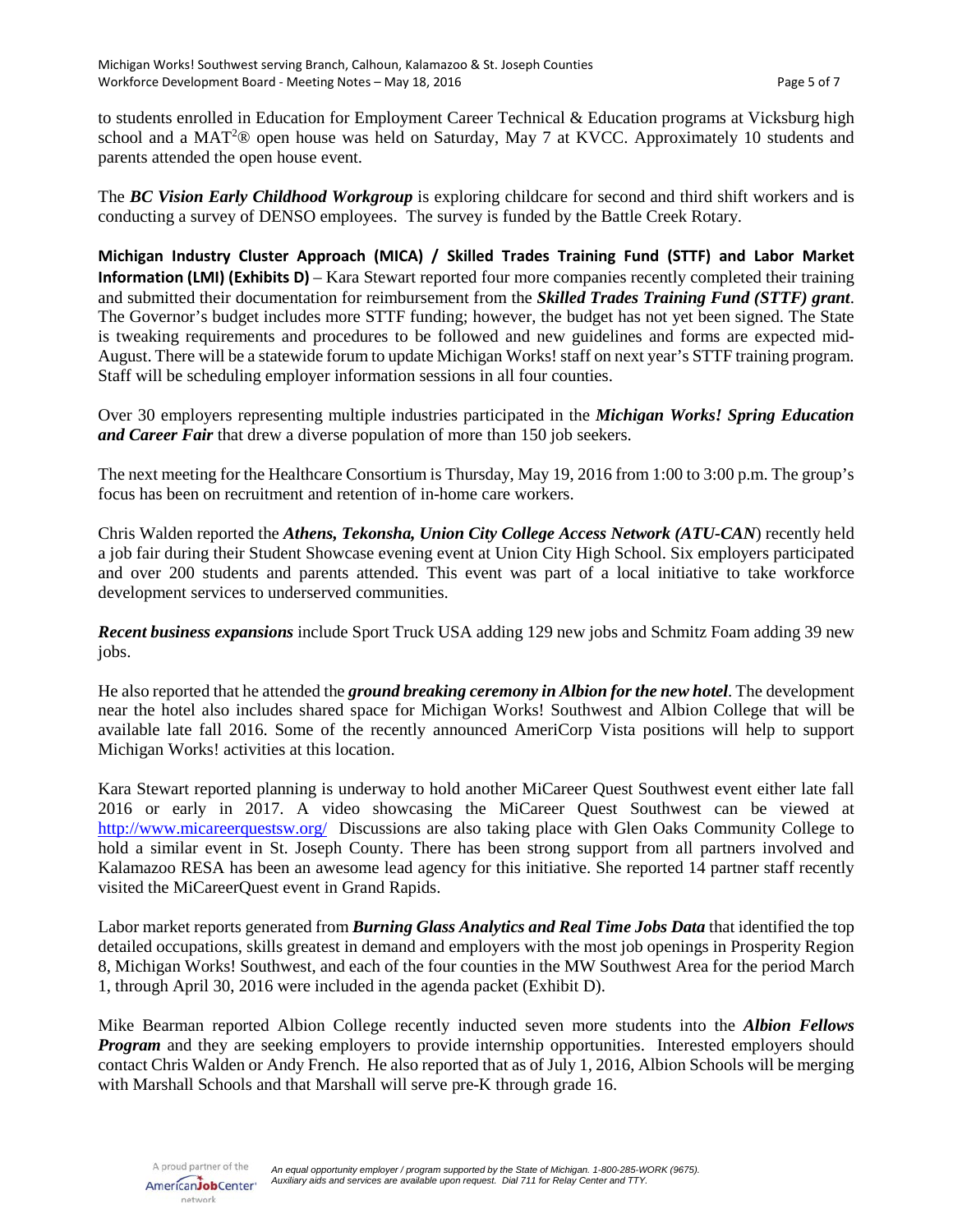to students enrolled in Education for Employment Career Technical & Education programs at Vicksburg high school and a MAT$^2$® open house was held on Saturday, May 7 at KVCC. Approximately 10 students and parents attended the open house event.

The ***BC Vision Early Childhood Workgroup*** is exploring childcare for second and third shift workers and is conducting a survey of DENSO employees. The survey is funded by the Battle Creek Rotary.

**Michigan Industry Cluster Approach (MICA) / Skilled Trades Training Fund (STTF) and Labor Market Information (LMI) (Exhibits D)** – Kara Stewart reported four more companies recently completed their training and submitted their documentation for reimbursement from the ***Skilled Trades Training Fund (STTF) grant***. The Governor's budget includes more STTF funding; however, the budget has not yet been signed. The State is tweaking requirements and procedures to be followed and new guidelines and forms are expected mid-August. There will be a statewide forum to update Michigan Works! staff on next year's STTF training program. Staff will be scheduling employer information sessions in all four counties.

Over 30 employers representing multiple industries participated in the ***Michigan Works! Spring Education and Career Fair*** that drew a diverse population of more than 150 job seekers.

The next meeting for the Healthcare Consortium is Thursday, May 19, 2016 from 1:00 to 3:00 p.m. The group's focus has been on recruitment and retention of in-home care workers.

Chris Walden reported the ***Athens, Tekonsha, Union City College Access Network (ATU-CAN***) recently held a job fair during their Student Showcase evening event at Union City High School. Six employers participated and over 200 students and parents attended. This event was part of a local initiative to take workforce development services to underserved communities.

***Recent business expansions*** include Sport Truck USA adding 129 new jobs and Schmitz Foam adding 39 new jobs.

He also reported that he attended the ***ground breaking ceremony in Albion for the new hotel***. The development near the hotel also includes shared space for Michigan Works! Southwest and Albion College that will be available late fall 2016. Some of the recently announced AmeriCorp Vista positions will help to support Michigan Works! activities at this location.

Kara Stewart reported planning is underway to hold another MiCareer Quest Southwest event either late fall 2016 or early in 2017. A video showcasing the MiCareer Quest Southwest can be viewed at http://www.micareerquestsw.org/ Discussions are also taking place with Glen Oaks Community College to hold a similar event in St. Joseph County. There has been strong support from all partners involved and Kalamazoo RESA has been an awesome lead agency for this initiative. She reported 14 partner staff recently visited the MiCareerQuest event in Grand Rapids.

Labor market reports generated from ***Burning Glass Analytics and Real Time Jobs Data*** that identified the top detailed occupations, skills greatest in demand and employers with the most job openings in Prosperity Region 8, Michigan Works! Southwest, and each of the four counties in the MW Southwest Area for the period March 1, through April 30, 2016 were included in the agenda packet (Exhibit D).

Mike Bearman reported Albion College recently inducted seven more students into the ***Albion Fellows Program*** and they are seeking employers to provide internship opportunities. Interested employers should contact Chris Walden or Andy French. He also reported that as of July 1, 2016, Albion Schools will be merging with Marshall Schools and that Marshall will serve pre-K through grade 16.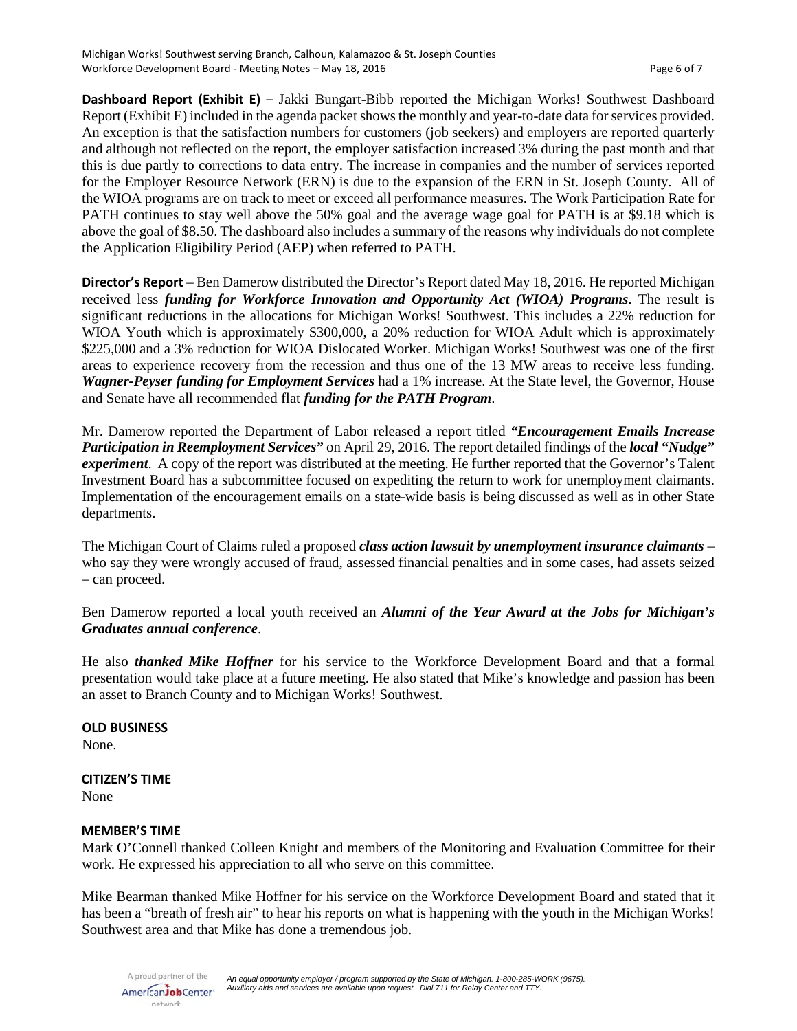**Dashboard Report (Exhibit E)** – Jakki Bungart-Bibb reported the Michigan Works! Southwest Dashboard Report (Exhibit E) included in the agenda packet shows the monthly and year-to-date data for services provided. An exception is that the satisfaction numbers for customers (job seekers) and employers are reported quarterly and although not reflected on the report, the employer satisfaction increased 3% during the past month and that this is due partly to corrections to data entry. The increase in companies and the number of services reported for the Employer Resource Network (ERN) is due to the expansion of the ERN in St. Joseph County. All of the WIOA programs are on track to meet or exceed all performance measures. The Work Participation Rate for PATH continues to stay well above the 50% goal and the average wage goal for PATH is at $9.18 which is above the goal of $8.50. The dashboard also includes a summary of the reasons why individuals do not complete the Application Eligibility Period (AEP) when referred to PATH.

**Director's Report** – Ben Damerow distributed the Director's Report dated May 18, 2016. He reported Michigan received less ***funding for Workforce Innovation and Opportunity Act (WIOA) Programs***. The result is significant reductions in the allocations for Michigan Works! Southwest. This includes a 22% reduction for WIOA Youth which is approximately $300,000, a 20% reduction for WIOA Adult which is approximately $225,000 and a 3% reduction for WIOA Dislocated Worker. Michigan Works! Southwest was one of the first areas to experience recovery from the recession and thus one of the 13 MW areas to receive less funding. ***Wagner-Peyser funding for Employment Services*** had a 1% increase. At the State level, the Governor, House and Senate have all recommended flat ***funding for the PATH Program***.

Mr. Damerow reported the Department of Labor released a report titled ***"Encouragement Emails Increase Participation in Reemployment Services"*** on April 29, 2016. The report detailed findings of the ***local "Nudge" experiment***. A copy of the report was distributed at the meeting. He further reported that the Governor's Talent Investment Board has a subcommittee focused on expediting the return to work for unemployment claimants. Implementation of the encouragement emails on a state-wide basis is being discussed as well as in other State departments.

The Michigan Court of Claims ruled a proposed ***class action lawsuit by unemployment insurance claimants*** – who say they were wrongly accused of fraud, assessed financial penalties and in some cases, had assets seized – can proceed.

Ben Damerow reported a local youth received an ***Alumni of the Year Award at the Jobs for Michigan's Graduates annual conference***.

He also ***thanked Mike Hoffner*** for his service to the Workforce Development Board and that a formal presentation would take place at a future meeting. He also stated that Mike's knowledge and passion has been an asset to Branch County and to Michigan Works! Southwest.

**OLD BUSINESS**

None.

**CITIZEN'S TIME**

None

**MEMBER'S TIME**

Mark O'Connell thanked Colleen Knight and members of the Monitoring and Evaluation Committee for their work. He expressed his appreciation to all who serve on this committee.

Mike Bearman thanked Mike Hoffner for his service on the Workforce Development Board and stated that it has been a "breath of fresh air" to hear his reports on what is happening with the youth in the Michigan Works! Southwest area and that Mike has done a tremendous job.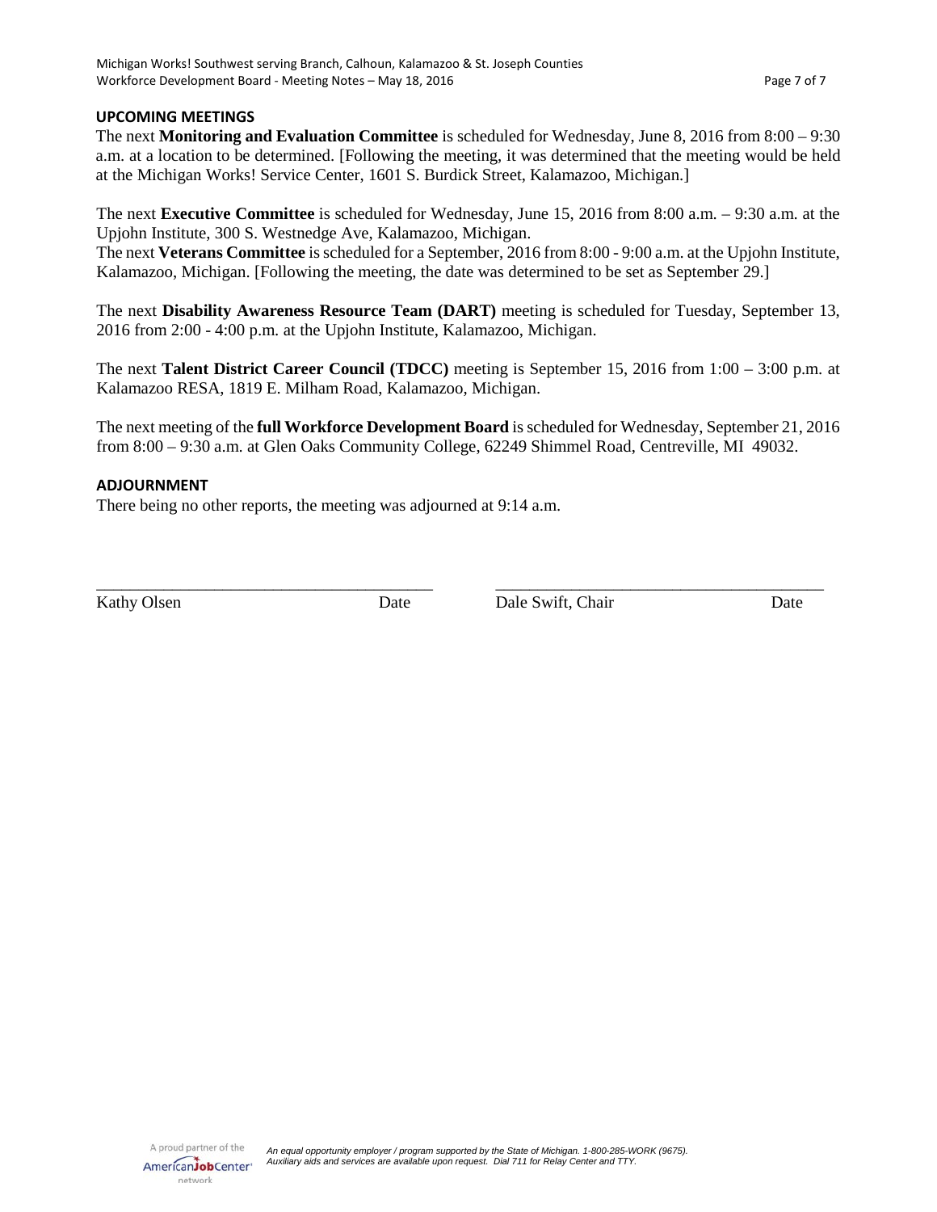## UPCOMING MEETINGS

The next **Monitoring and Evaluation Committee** is scheduled for Wednesday, June 8, 2016 from 8:00 – 9:30 a.m. at a location to be determined. [Following the meeting, it was determined that the meeting would be held at the Michigan Works! Service Center, 1601 S. Burdick Street, Kalamazoo, Michigan.]

The next **Executive Committee** is scheduled for Wednesday, June 15, 2016 from 8:00 a.m. – 9:30 a.m. at the Upjohn Institute, 300 S. Westnedge Ave, Kalamazoo, Michigan.
The next **Veterans Committee** is scheduled for a September, 2016 from 8:00 - 9:00 a.m. at the Upjohn Institute, Kalamazoo, Michigan. [Following the meeting, the date was determined to be set as September 29.]

The next **Disability Awareness Resource Team (DART)** meeting is scheduled for Tuesday, September 13, 2016 from 2:00 - 4:00 p.m. at the Upjohn Institute, Kalamazoo, Michigan.

The next **Talent District Career Council (TDCC)** meeting is September 15, 2016 from 1:00 – 3:00 p.m. at Kalamazoo RESA, 1819 E. Milham Road, Kalamazoo, Michigan.

The next meeting of the **full Workforce Development Board** is scheduled for Wednesday, September 21, 2016 from 8:00 – 9:30 a.m. at Glen Oaks Community College, 62249 Shimmel Road, Centreville, MI 49032.

## ADJOURNMENT

There being no other reports, the meeting was adjourned at 9:14 a.m.

_______________________________________ _______________________________________

Kathy Olsen Date Dale Swift, Chair Date

A proud partner of the AmericanJobCenter network

*An equal opportunity employer / program supported by the State of Michigan. 1-800-285-WORK (9675). Auxiliary aids and services are available upon request. Dial 711 for Relay Center and TTY.*